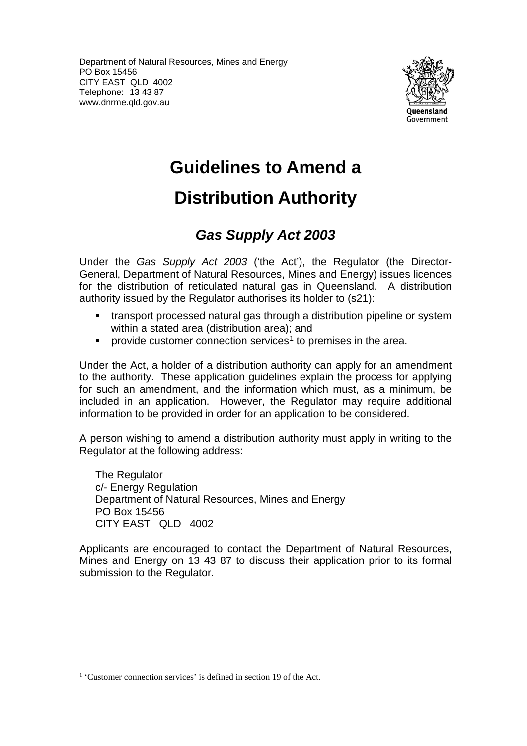Department of Natural Resources, Mines and Energy
PO Box 15456
CITY EAST QLD 4002
Telephone: 13 43 87
www.dnrme.qld.gov.au

Queensland Government

# Guidelines to Amend a Distribution Authority

## *Gas Supply Act 2003*

Under the *Gas Supply Act 2003* ('the Act'), the Regulator (the Director-General, Department of Natural Resources, Mines and Energy) issues licences for the distribution of reticulated natural gas in Queensland. A distribution authority issued by the Regulator authorises its holder to (s21):

- transport processed natural gas through a distribution pipeline or system within a stated area (distribution area); and
- provide customer connection services[1] to premises in the area.

Under the Act, a holder of a distribution authority can apply for an amendment to the authority. These application guidelines explain the process for applying for such an amendment, and the information which must, as a minimum, be included in an application. However, the Regulator may require additional information to be provided in order for an application to be considered.

A person wishing to amend a distribution authority must apply in writing to the Regulator at the following address:

The Regulator
c/- Energy Regulation
Department of Natural Resources, Mines and Energy
PO Box 15456
CITY EAST QLD 4002

Applicants are encouraged to contact the Department of Natural Resources, Mines and Energy on 13 43 87 to discuss their application prior to its formal submission to the Regulator.

[1] 'Customer connection services' is defined in section 19 of the Act.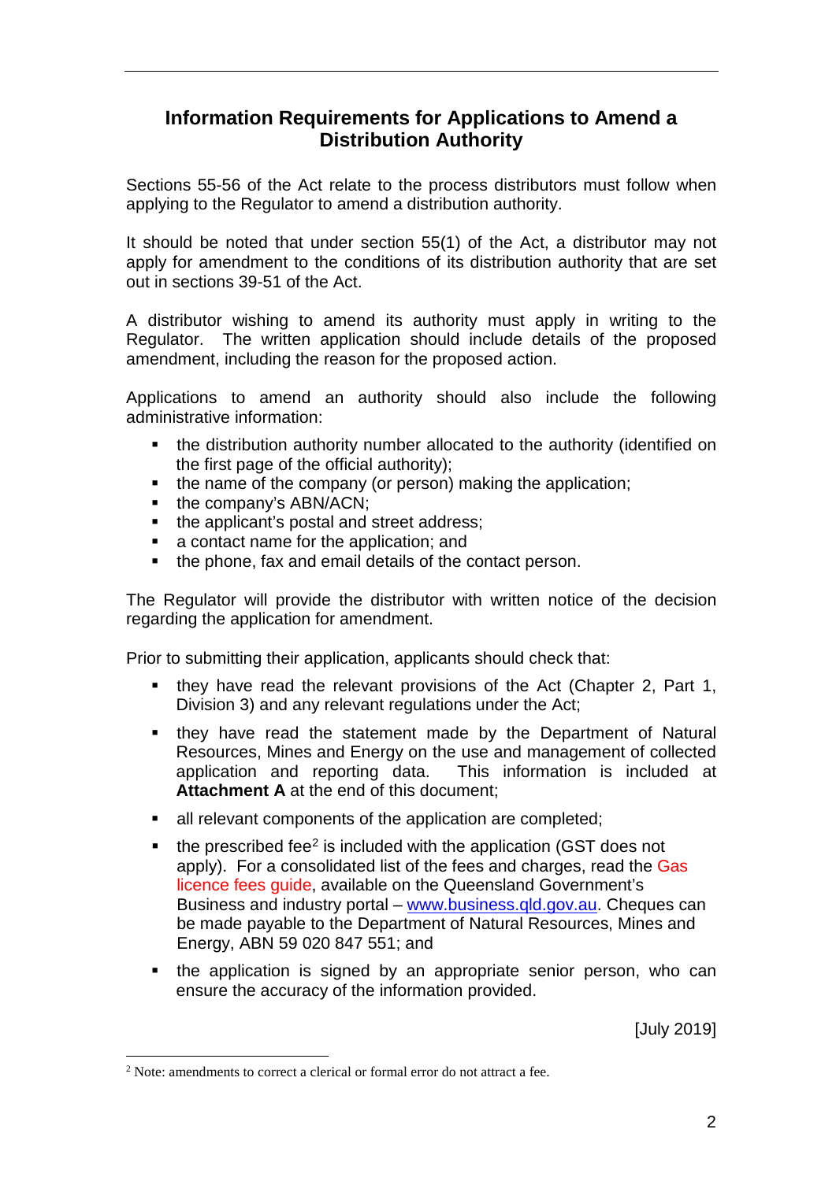## Information Requirements for Applications to Amend a Distribution Authority

Sections 55-56 of the Act relate to the process distributors must follow when applying to the Regulator to amend a distribution authority.

It should be noted that under section 55(1) of the Act, a distributor may not apply for amendment to the conditions of its distribution authority that are set out in sections 39-51 of the Act.

A distributor wishing to amend its authority must apply in writing to the Regulator. The written application should include details of the proposed amendment, including the reason for the proposed action.

Applications to amend an authority should also include the following administrative information:

- the distribution authority number allocated to the authority (identified on the first page of the official authority);
- the name of the company (or person) making the application;
- the company's ABN/ACN;
- the applicant's postal and street address;
- a contact name for the application; and
- the phone, fax and email details of the contact person.

The Regulator will provide the distributor with written notice of the decision regarding the application for amendment.

Prior to submitting their application, applicants should check that:

- they have read the relevant provisions of the Act (Chapter 2, Part 1, Division 3) and any relevant regulations under the Act;
- they have read the statement made by the Department of Natural Resources, Mines and Energy on the use and management of collected application and reporting data. This information is included at **Attachment A** at the end of this document;
- all relevant components of the application are completed;
- the prescribed fee[2] is included with the application (GST does not apply). For a consolidated list of the fees and charges, read the Gas licence fees guide, available on the Queensland Government's Business and industry portal – www.business.qld.gov.au. Cheques can be made payable to the Department of Natural Resources, Mines and Energy, ABN 59 020 847 551; and
- the application is signed by an appropriate senior person, who can ensure the accuracy of the information provided.

[July 2019]

[2] Note: amendments to correct a clerical or formal error do not attract a fee.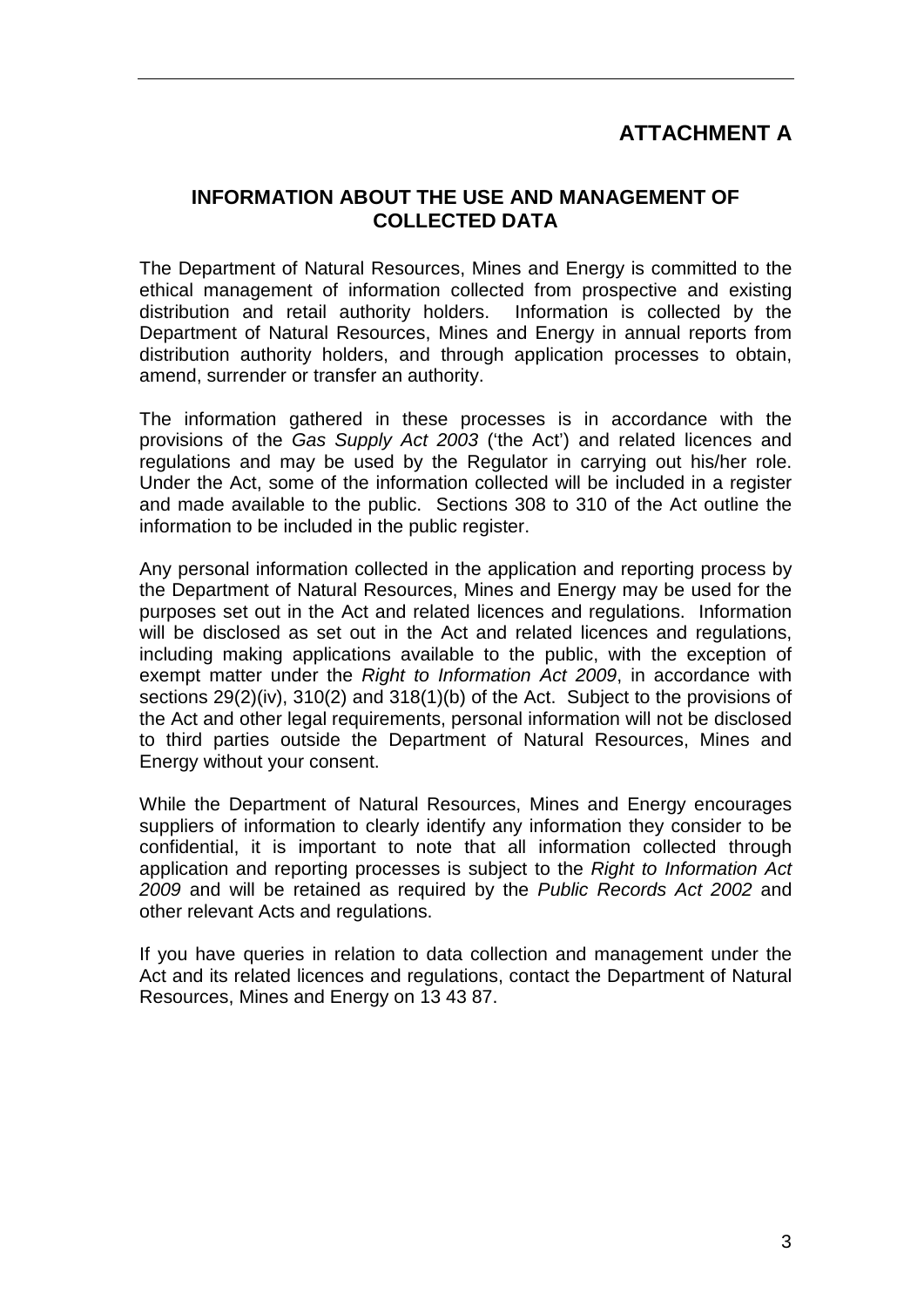# ATTACHMENT A

## INFORMATION ABOUT THE USE AND MANAGEMENT OF COLLECTED DATA

The Department of Natural Resources, Mines and Energy is committed to the ethical management of information collected from prospective and existing distribution and retail authority holders. Information is collected by the Department of Natural Resources, Mines and Energy in annual reports from distribution authority holders, and through application processes to obtain, amend, surrender or transfer an authority.

The information gathered in these processes is in accordance with the provisions of the *Gas Supply Act 2003* ('the Act') and related licences and regulations and may be used by the Regulator in carrying out his/her role. Under the Act, some of the information collected will be included in a register and made available to the public. Sections 308 to 310 of the Act outline the information to be included in the public register.

Any personal information collected in the application and reporting process by the Department of Natural Resources, Mines and Energy may be used for the purposes set out in the Act and related licences and regulations. Information will be disclosed as set out in the Act and related licences and regulations, including making applications available to the public, with the exception of exempt matter under the *Right to Information Act 2009*, in accordance with sections 29(2)(iv), 310(2) and 318(1)(b) of the Act. Subject to the provisions of the Act and other legal requirements, personal information will not be disclosed to third parties outside the Department of Natural Resources, Mines and Energy without your consent.

While the Department of Natural Resources, Mines and Energy encourages suppliers of information to clearly identify any information they consider to be confidential, it is important to note that all information collected through application and reporting processes is subject to the *Right to Information Act 2009* and will be retained as required by the *Public Records Act 2002* and other relevant Acts and regulations.

If you have queries in relation to data collection and management under the Act and its related licences and regulations, contact the Department of Natural Resources, Mines and Energy on 13 43 87.